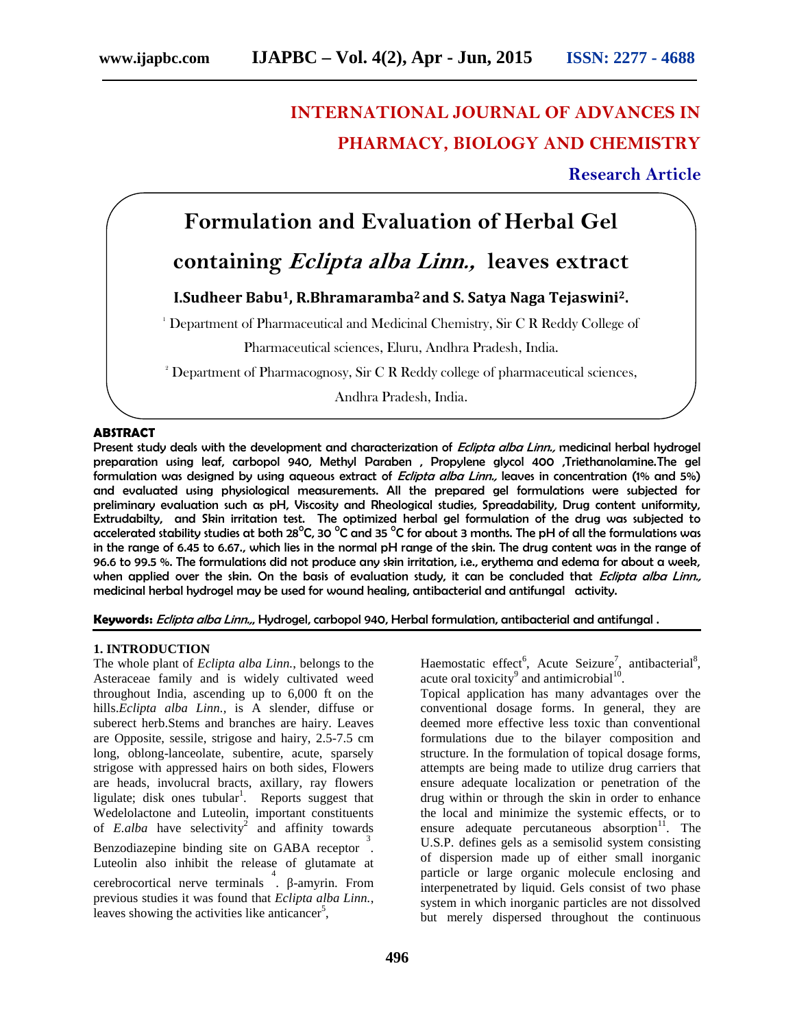**INTERNATIONAL JOURNAL OF ADVANCES IN PHARMACY, BIOLOGY AND CHEMISTRY**

**Research Article**

# Formulation and Evaluation of Herbal Gel containing *Eclipta alba Linn.,* leaves extract

**I.Sudheer Babu[1], R.Bhramaramba[2] and S. Satya Naga Tejaswini[2].**

[1] Department of Pharmaceutical and Medicinal Chemistry, Sir C R Reddy College of Pharmaceutical sciences, Eluru, Andhra Pradesh, India.

[2] Department of Pharmacognosy, Sir C R Reddy college of pharmaceutical sciences, Andhra Pradesh, India.

## ABSTRACT

**Present study deals with the development and characterization of *Eclipta alba Linn.,* medicinal herbal hydrogel preparation using leaf, carbopol 940, Methyl Paraben , Propylene glycol 400 ,Triethanolamine.The gel formulation was designed by using aqueous extract of *Eclipta alba Linn.,* leaves in concentration (1% and 5%) and evaluated using physiological measurements. All the prepared gel formulations were subjected for preliminary evaluation such as pH, Viscosity and Rheological studies, Spreadability, Drug content uniformity, Extrudabilty, and Skin irritation test. The optimized herbal gel formulation of the drug was subjected to accelerated stability studies at both 28°C, 30 °C and 35 °C for about 3 months. The pH of all the formulations was in the range of 6.45 to 6.67., which lies in the normal pH range of the skin. The drug content was in the range of 96.6 to 99.5 %. The formulations did not produce any skin irritation, i.e., erythema and edema for about a week, when applied over the skin. On the basis of evaluation study, it can be concluded that *Eclipta alba Linn.,* medicinal herbal hydrogel may be used for wound healing, antibacterial and antifungal activity.**

**Keywords:** *Eclipta alba Linn.,*, Hydrogel, carbopol 940, Herbal formulation, antibacterial and antifungal .

## 1. INTRODUCTION

The whole plant of *Eclipta alba Linn.*, belongs to the Asteraceae family and is widely cultivated weed throughout India, ascending up to 6,000 ft on the hills.*Eclipta alba Linn.*, is A slender, diffuse or suberect herb.Stems and branches are hairy. Leaves are Opposite, sessile, strigose and hairy, 2.5-7.5 cm long, oblong-lanceolate, subentire, acute, sparsely strigose with appressed hairs on both sides, Flowers are heads, involucral bracts, axillary, ray flowers ligulate; disk ones tubular[1]. Reports suggest that Wedelolactone and Luteolin, important constituents of *E.alba* have selectivity[2] and affinity towards Benzodiazepine binding site on GABA receptor [3]. Luteolin also inhibit the release of glutamate at cerebrocortical nerve terminals [4]. β-amyrin. From previous studies it was found that *Eclipta alba Linn.*, leaves showing the activities like anticancer[5], Haemostatic effect[6], Acute Seizure[7], antibacterial[8], acute oral toxicity[9] and antimicrobial[10].

Topical application has many advantages over the conventional dosage forms. In general, they are deemed more effective less toxic than conventional formulations due to the bilayer composition and structure. In the formulation of topical dosage forms, attempts are being made to utilize drug carriers that ensure adequate localization or penetration of the drug within or through the skin in order to enhance the local and minimize the systemic effects, or to ensure adequate percutaneous absorption[11]. The U.S.P. defines gels as a semisolid system consisting of dispersion made up of either small inorganic particle or large organic molecule enclosing and interpenetrated by liquid. Gels consist of two phase system in which inorganic particles are not dissolved but merely dispersed throughout the continuous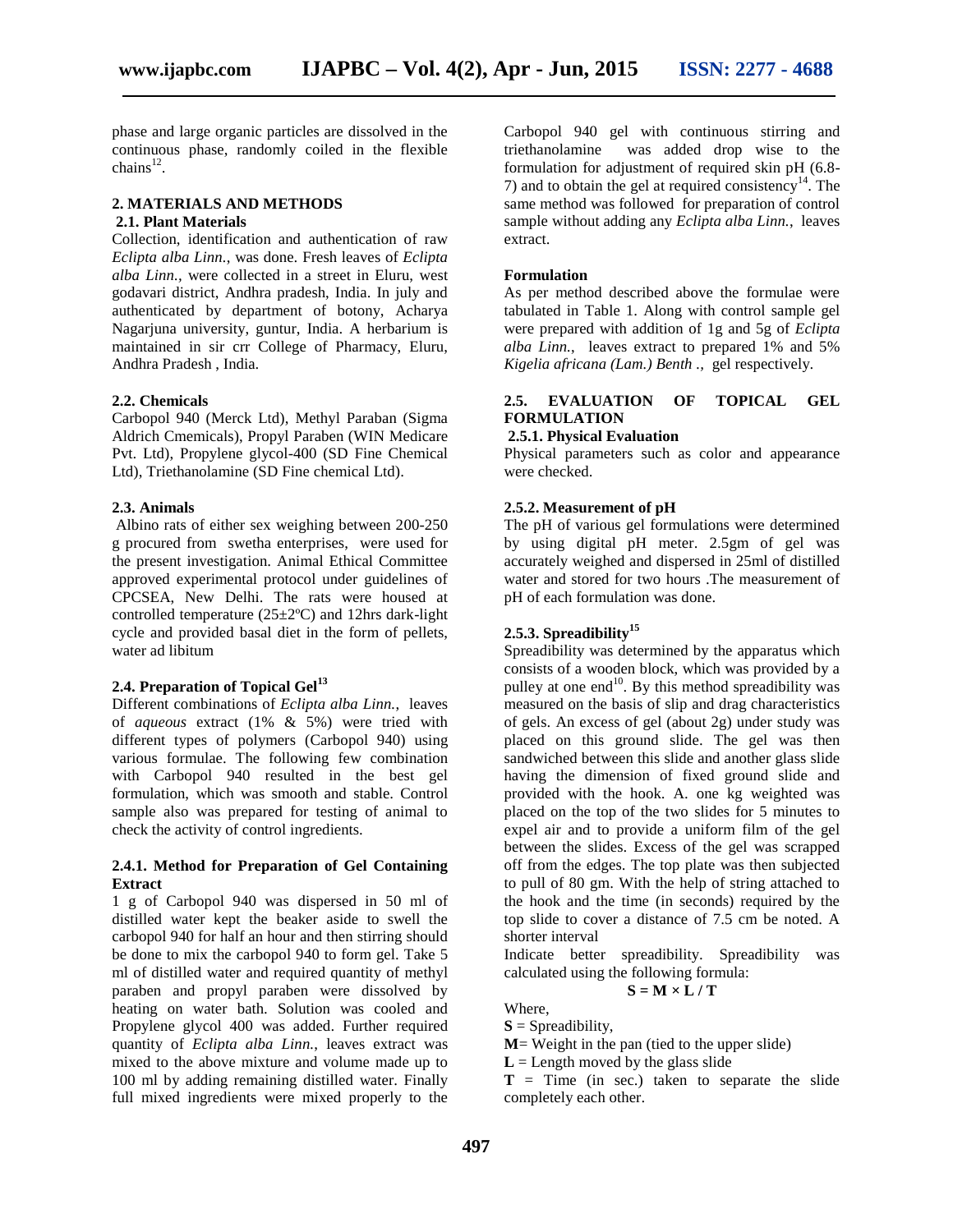phase and large organic particles are dissolved in the continuous phase, randomly coiled in the flexible chains[12].

## 2. MATERIALS AND METHODS

### 2.1. Plant Materials

Collection, identification and authentication of raw *Eclipta alba Linn.,* was done. Fresh leaves of *Eclipta alba Linn.,* were collected in a street in Eluru, west godavari district, Andhra pradesh, India. In july and authenticated by department of botony, Acharya Nagarjuna university, guntur, India. A herbarium is maintained in sir crr College of Pharmacy, Eluru, Andhra Pradesh , India.

### 2.2. Chemicals

Carbopol 940 (Merck Ltd), Methyl Paraban (Sigma Aldrich Cmemicals), Propyl Paraben (WIN Medicare Pvt. Ltd), Propylene glycol-400 (SD Fine Chemical Ltd), Triethanolamine (SD Fine chemical Ltd).

### 2.3. Animals

Albino rats of either sex weighing between 200-250 g procured from swetha enterprises, were used for the present investigation. Animal Ethical Committee approved experimental protocol under guidelines of CPCSEA, New Delhi. The rats were housed at controlled temperature (25±2ºC) and 12hrs dark-light cycle and provided basal diet in the form of pellets, water ad libitum

### 2.4. Preparation of Topical Gel[13]

Different combinations of *Eclipta alba Linn.,* leaves of *aqueous* extract (1% & 5%) were tried with different types of polymers (Carbopol 940) using various formulae. The following few combination with Carbopol 940 resulted in the best gel formulation, which was smooth and stable. Control sample also was prepared for testing of animal to check the activity of control ingredients.

#### 2.4.1. Method for Preparation of Gel Containing Extract

1 g of Carbopol 940 was dispersed in 50 ml of distilled water kept the beaker aside to swell the carbopol 940 for half an hour and then stirring should be done to mix the carbopol 940 to form gel. Take 5 ml of distilled water and required quantity of methyl paraben and propyl paraben were dissolved by heating on water bath. Solution was cooled and Propylene glycol 400 was added. Further required quantity of *Eclipta alba Linn.,* leaves extract was mixed to the above mixture and volume made up to 100 ml by adding remaining distilled water. Finally full mixed ingredients were mixed properly to the Carbopol 940 gel with continuous stirring and triethanolamine was added drop wise to the formulation for adjustment of required skin pH (6.8-7) and to obtain the gel at required consistency[14]. The same method was followed for preparation of control sample without adding any *Eclipta alba Linn.,* leaves extract.

**Formulation**

As per method described above the formulae were tabulated in Table 1. Along with control sample gel were prepared with addition of 1g and 5g of *Eclipta alba Linn.,* leaves extract to prepared 1% and 5% *Kigelia africana (Lam.) Benth .,* gel respectively.

### 2.5. EVALUATION OF TOPICAL GEL FORMULATION

#### 2.5.1. Physical Evaluation

Physical parameters such as color and appearance were checked.

#### 2.5.2. Measurement of pH

The pH of various gel formulations were determined by using digital pH meter. 2.5gm of gel was accurately weighed and dispersed in 25ml of distilled water and stored for two hours .The measurement of pH of each formulation was done.

#### 2.5.3. Spreadibility[15]

Spreadibility was determined by the apparatus which consists of a wooden block, which was provided by a pulley at one end[10]. By this method spreadibility was measured on the basis of slip and drag characteristics of gels. An excess of gel (about 2g) under study was placed on this ground slide. The gel was then sandwiched between this slide and another glass slide having the dimension of fixed ground slide and provided with the hook. A. one kg weighted was placed on the top of the two slides for 5 minutes to expel air and to provide a uniform film of the gel between the slides. Excess of the gel was scrapped off from the edges. The top plate was then subjected to pull of 80 gm. With the help of string attached to the hook and the time (in seconds) required by the top slide to cover a distance of 7.5 cm be noted. A shorter interval

Indicate better spreadibility. Spreadibility was calculated using the following formula:

$$S = M \times L / T$$

Where,

**S** = Spreadibility,

**M**= Weight in the pan (tied to the upper slide)

**L** = Length moved by the glass slide

**T** = Time (in sec.) taken to separate the slide completely each other.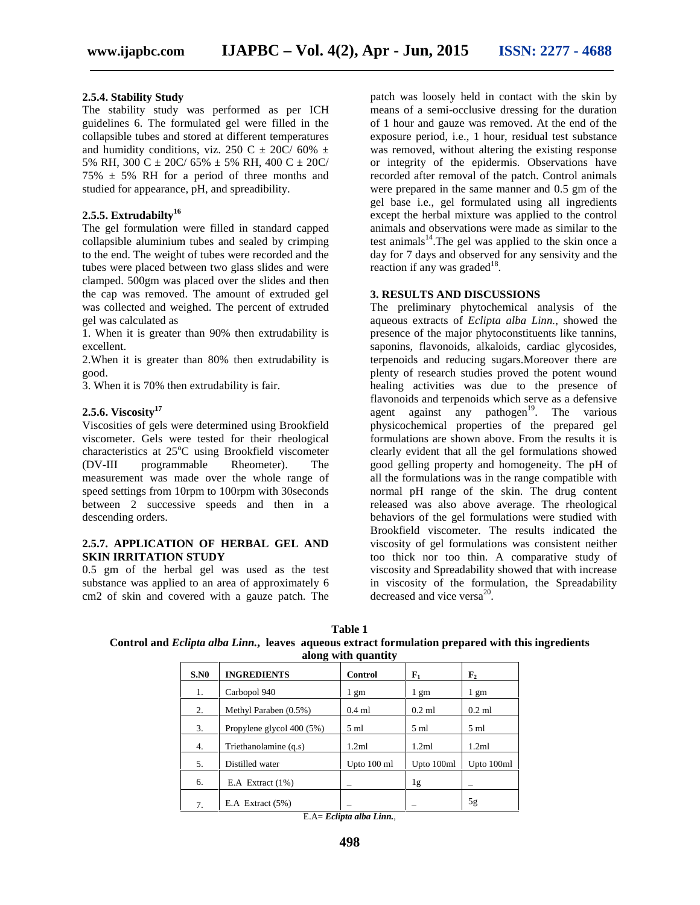#### 2.5.4. Stability Study

The stability study was performed as per ICH guidelines 6. The formulated gel were filled in the collapsible tubes and stored at different temperatures and humidity conditions, viz. 250 C ± 20C/ 60% ± 5% RH, 300 C ± 20C/ 65% ± 5% RH, 400 C ± 20C/ 75% ± 5% RH for a period of three months and studied for appearance, pH, and spreadibility.

#### 2.5.5. Extrudabilty[16]

The gel formulation were filled in standard capped collapsible aluminium tubes and sealed by crimping to the end. The weight of tubes were recorded and the tubes were placed between two glass slides and were clamped. 500gm was placed over the slides and then the cap was removed. The amount of extruded gel was collected and weighed. The percent of extruded gel was calculated as

1. When it is greater than 90% then extrudability is excellent.
2. When it is greater than 80% then extrudability is good.
3. When it is 70% then extrudability is fair.

#### 2.5.6. Viscosity[17]

Viscosities of gels were determined using Brookfield viscometer. Gels were tested for their rheological characteristics at 25°C using Brookfield viscometer (DV-III programmable Rheometer). The measurement was made over the whole range of speed settings from 10rpm to 100rpm with 30seconds between 2 successive speeds and then in a descending orders.

#### 2.5.7. APPLICATION OF HERBAL GEL AND SKIN IRRITATION STUDY

0.5 gm of the herbal gel was used as the test substance was applied to an area of approximately 6 cm2 of skin and covered with a gauze patch. The patch was loosely held in contact with the skin by means of a semi-occlusive dressing for the duration of 1 hour and gauze was removed. At the end of the exposure period, i.e., 1 hour, residual test substance was removed, without altering the existing response or integrity of the epidermis. Observations have recorded after removal of the patch. Control animals were prepared in the same manner and 0.5 gm of the gel base i.e., gel formulated using all ingredients except the herbal mixture was applied to the control animals and observations were made as similar to the test animals[14]. The gel was applied to the skin once a day for 7 days and observed for any sensivity and the reaction if any was graded[18].

## 3. RESULTS AND DISCUSSIONS

The preliminary phytochemical analysis of the aqueous extracts of *Eclipta alba Linn.*, showed the presence of the major phytoconstituents like tannins, saponins, flavonoids, alkaloids, cardiac glycosides, terpenoids and reducing sugars.Moreover there are plenty of research studies proved the potent wound healing activities was due to the presence of flavonoids and terpenoids which serve as a defensive agent against any pathogen[19]. The various physicochemical properties of the prepared gel formulations are shown above. From the results it is clearly evident that all the gel formulations showed good gelling property and homogeneity. The pH of all the formulations was in the range compatible with normal pH range of the skin. The drug content released was also above average. The rheological behaviors of the gel formulations were studied with Brookfield viscometer. The results indicated the viscosity of gel formulations was consistent neither too thick nor too thin. A comparative study of viscosity and Spreadability showed that with increase in viscosity of the formulation, the Spreadability decreased and vice versa[20].

**Table 1**
**Control and *Eclipta alba Linn.*, leaves aqueous extract formulation prepared with this ingredients along with quantity**

| S.N0 | INGREDIENTS | Control | $F_1$ | $F_2$ |
|---|---|---|---|---|
| 1. | Carbopol 940 | 1 gm | 1 gm | 1 gm |
| 2. | Methyl Paraben (0.5%) | 0.4 ml | 0.2 ml | 0.2 ml |
| 3. | Propylene glycol 400 (5%) | 5 ml | 5 ml | 5 ml |
| 4. | Triethanolamine (q.s) | 1.2ml | 1.2ml | 1.2ml |
| 5. | Distilled water | Upto 100 ml | Upto 100ml | Upto 100ml |
| 6. | E.A Extract (1%) | _ | 1g | _ |
| 7. | E.A Extract (5%) | _ | _ | 5g |

E.A= ***Eclipta alba Linn.***,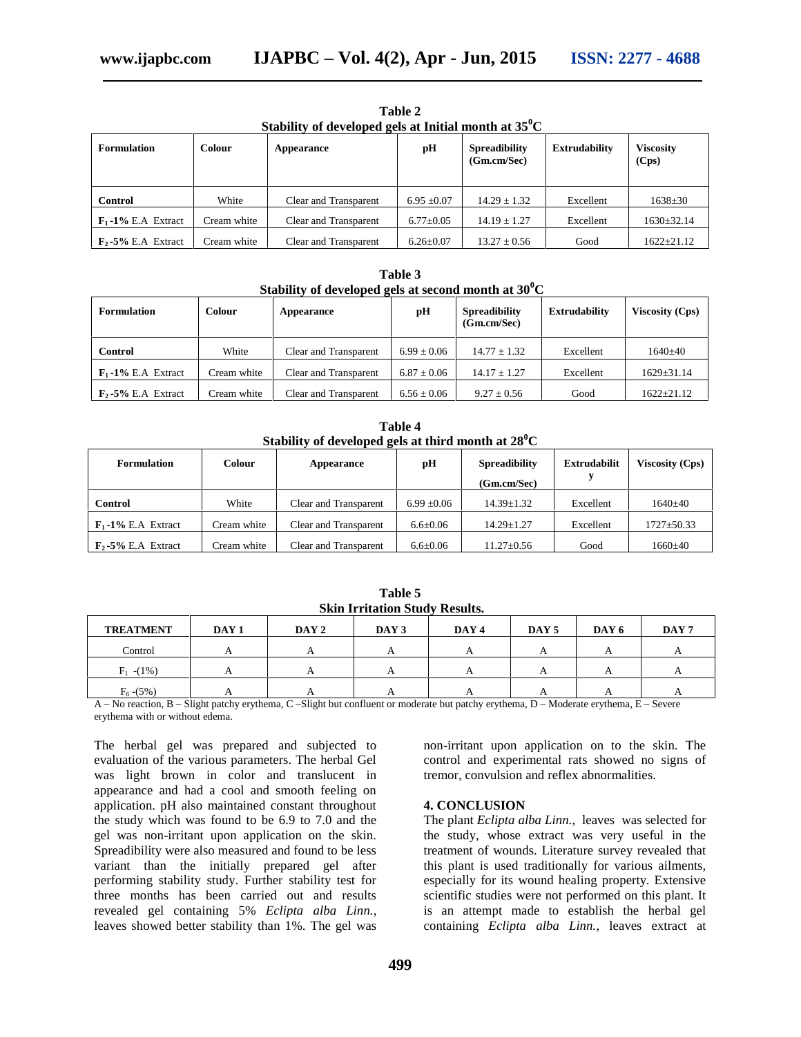**Table 2**
**Stability of developed gels at Initial month at 35$^0$C**

| Formulation | Colour | Appearance | pH | Spreadibility (Gm.cm/Sec) | Extrudability | Viscosity (Cps) |
|---|---|---|---|---|---|---|
| **Control** | White | Clear and Transparent | 6.95 ±0.07 | 14.29 ± 1.32 | Excellent | 1638±30 |
| **$F_1$-1%** E.A Extract | Cream white | Clear and Transparent | 6.77±0.05 | 14.19 ± 1.27 | Excellent | 1630±32.14 |
| **$F_2$-5%** E.A Extract | Cream white | Clear and Transparent | 6.26±0.07 | 13.27 ± 0.56 | Good | 1622±21.12 |

**Table 3**
**Stability of developed gels at second month at 30$^0$C**

| Formulation | Colour | Appearance | pH | Spreadibility (Gm.cm/Sec) | Extrudability | Viscosity (Cps) |
|---|---|---|---|---|---|---|
| **Control** | White | Clear and Transparent | 6.99 ± 0.06 | 14.77 ± 1.32 | Excellent | 1640±40 |
| **$F_1$-1%** E.A Extract | Cream white | Clear and Transparent | 6.87 ± 0.06 | 14.17 ± 1.27 | Excellent | 1629±31.14 |
| **$F_2$-5%** E.A Extract | Cream white | Clear and Transparent | 6.56 ± 0.06 | 9.27 ± 0.56 | Good | 1622±21.12 |

**Table 4**
**Stability of developed gels at third month at 28$^0$C**

| Formulation | Colour | Appearance | pH | Spreadibility (Gm.cm/Sec) | Extrudability | Viscosity (Cps) |
|---|---|---|---|---|---|---|
| **Control** | White | Clear and Transparent | 6.99 ±0.06 | 14.39±1.32 | Excellent | 1640±40 |
| **$F_1$-1%** E.A Extract | Cream white | Clear and Transparent | 6.6±0.06 | 14.29±1.27 | Excellent | 1727±50.33 |
| **$F_2$-5%** E.A Extract | Cream white | Clear and Transparent | 6.6±0.06 | 11.27±0.56 | Good | 1660±40 |

**Table 5**
**Skin Irritation Study Results.**

| TREATMENT | DAY 1 | DAY 2 | DAY 3 | DAY 4 | DAY 5 | DAY 6 | DAY 7 |
|---|---|---|---|---|---|---|---|
| Control | A | A | A | A | A | A | A |
| $F_1$ -(1%) | A | A | A | A | A | A | A |
| $F_6$ -(5%) | A | A | A | A | A | A | A |

A – No reaction, B – Slight patchy erythema, C –Slight but confluent or moderate but patchy erythema, D – Moderate erythema, E – Severe erythema with or without edema.

The herbal gel was prepared and subjected to evaluation of the various parameters. The herbal Gel was light brown in color and translucent in appearance and had a cool and smooth feeling on application. pH also maintained constant throughout the study which was found to be 6.9 to 7.0 and the gel was non-irritant upon application on the skin. Spreadibility were also measured and found to be less variant than the initially prepared gel after performing stability study. Further stability test for three months has been carried out and results revealed gel containing 5% *Eclipta alba Linn.*, leaves showed better stability than 1%. The gel was non-irritant upon application on to the skin. The control and experimental rats showed no signs of tremor, convulsion and reflex abnormalities.

## 4. CONCLUSION

The plant *Eclipta alba Linn.*, leaves was selected for the study, whose extract was very useful in the treatment of wounds. Literature survey revealed that this plant is used traditionally for various ailments, especially for its wound healing property. Extensive scientific studies were not performed on this plant. It is an attempt made to establish the herbal gel containing *Eclipta alba Linn.*, leaves extract at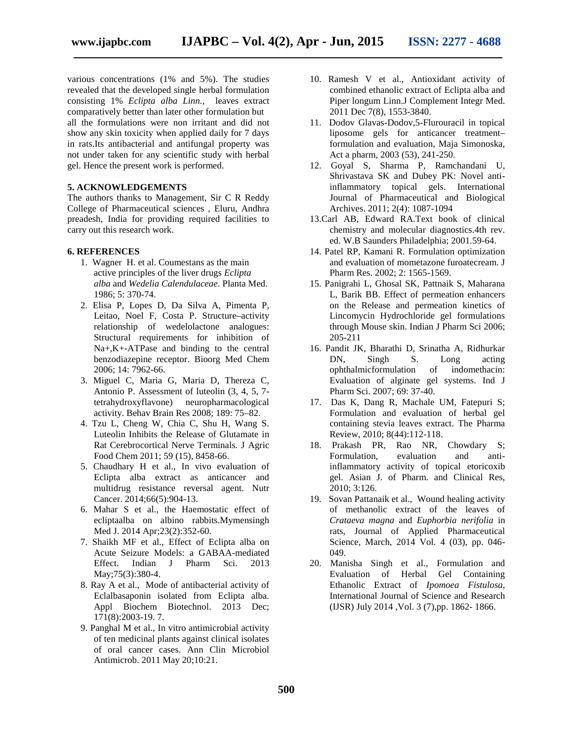various concentrations (1% and 5%). The studies revealed that the developed single herbal formulation consisting 1% *Eclipta alba Linn.*, leaves extract comparatively better than later other formulation but all the formulations were non irritant and did not show any skin toxicity when applied daily for 7 days in rats.Its antibacterial and antifungal property was not under taken for any scientific study with herbal gel. Hence the present work is performed.

**5. ACKNOWLEDGEMENTS**

The authors thanks to Management, Sir C R Reddy College of Pharmaceutical sciences , Eluru, Andhra preadesh, India for providing required facilities to carry out this research work.

**6. REFERENCES**

1. Wagner H. et al. Coumestans as the main active principles of the liver drugs *Eclipta alba* and *Wedelia Calendulaceae*. Planta Med. 1986; 5: 370-74.
2. Elisa P, Lopes D, Da Silva A, Pimenta P, Leitao, Noel F, Costa P. Structure–activity relationship of wedelolactone analogues: Structural requirements for inhibition of Na+,K+-ATPase and binding to the central benzodiazepine receptor. Bioorg Med Chem 2006; 14: 7962-66.
3. Miguel C, Maria G, Maria D, Thereza C, Antonio P. Assessment of luteolin (3, 4, 5, 7-tetrahydroxyflavone) neuropharmacological activity. Behav Brain Res 2008; 189: 75–82.
4. Tzu L, Cheng W, Chia C, Shu H, Wang S. Luteolin Inhibits the Release of Glutamate in Rat Cerebrocortical Nerve Terminals. J Agric Food Chem 2011; 59 (15), 8458-66.
5. Chaudhary H et al., In vivo evaluation of Eclipta alba extract as anticancer and multidrug resistance reversal agent. Nutr Cancer. 2014;66(5):904-13.
6. Mahar S et al., the Haemostatic effect of ecliptaalba on albino rabbits.Mymensingh Med J. 2014 Apr;23(2):352-60.
7. Shaikh MF et al., Effect of Eclipta alba on Acute Seizure Models: a GABAA-mediated Effect. Indian J Pharm Sci. 2013 May;75(3):380-4.
8. Ray A et al., Mode of antibacterial activity of Eclalbasaponin isolated from Eclipta alba. Appl Biochem Biotechnol. 2013 Dec; 171(8):2003-19. 7.
9. Panghal M et al., In vitro antimicrobial activity of ten medicinal plants against clinical isolates of oral cancer cases. Ann Clin Microbiol Antimicrob. 2011 May 20;10:21.
10. Ramesh V et al., Antioxidant activity of combined ethanolic extract of Eclipta alba and Piper longum Linn.J Complement Integr Med. 2011 Dec 7(8), 1553-3840.
11. Dodov Glavas-Dodov,5-Flurouracil in topical liposome gels for anticancer treatment–formulation and evaluation, Maja Simonoska, Act a pharm, 2003 (53), 241-250.
12. Goyal S, Sharma P, Ramchandani U, Shrivastava SK and Dubey PK: Novel anti-inflammatory topical gels. International Journal of Pharmaceutical and Biological Archives. 2011; 2(4): 1087-1094
13. Carl AB, Edward RA.Text book of clinical chemistry and molecular diagnostics.4th rev. ed. W.B Saunders Philadelphia; 2001.59-64.
14. Patel RP, Kamani R. Formulation optimization and evaluation of mometazone furoatecream. J Pharm Res. 2002; 2: 1565-1569.
15. Panigrahi L, Ghosal SK, Pattnaik S, Maharana L, Barik BB. Effect of permeation enhancers on the Release and permeation kinetics of Lincomycin Hydrochloride gel formulations through Mouse skin. Indian J Pharm Sci 2006; 205-211
16. Pandit JK, Bharathi D, Srinatha A, Ridhurkar DN, Singh S. Long acting ophthalmicformulation of indomethacin: Evaluation of alginate gel systems. Ind J Pharm Sci. 2007; 69: 37-40.
17. Das K, Dang R, Machale UM, Fatepuri S; Formulation and evaluation of herbal gel containing stevia leaves extract. The Pharma Review, 2010; 8(44):112-118.
18. Prakash PR, Rao NR, Chowdary S; Formulation, evaluation and anti-inflammatory activity of topical etoricoxib gel. Asian J. of Pharm. and Clinical Res, 2010; 3:126.
19. Sovan Pattanaik et al., Wound healing activity of methanolic extract of the leaves of *Crataeva magna* and *Euphorbia nerifolia* in rats, Journal of Applied Pharmaceutical Science, March, 2014 Vol. 4 (03), pp. 046-049.
20. Manisha Singh et al., Formulation and Evaluation of Herbal Gel Containing Ethanolic Extract of *Ipomoea Fistulosa*, International Journal of Science and Research (IJSR) July 2014 ,Vol. 3 (7),pp. 1862- 1866.